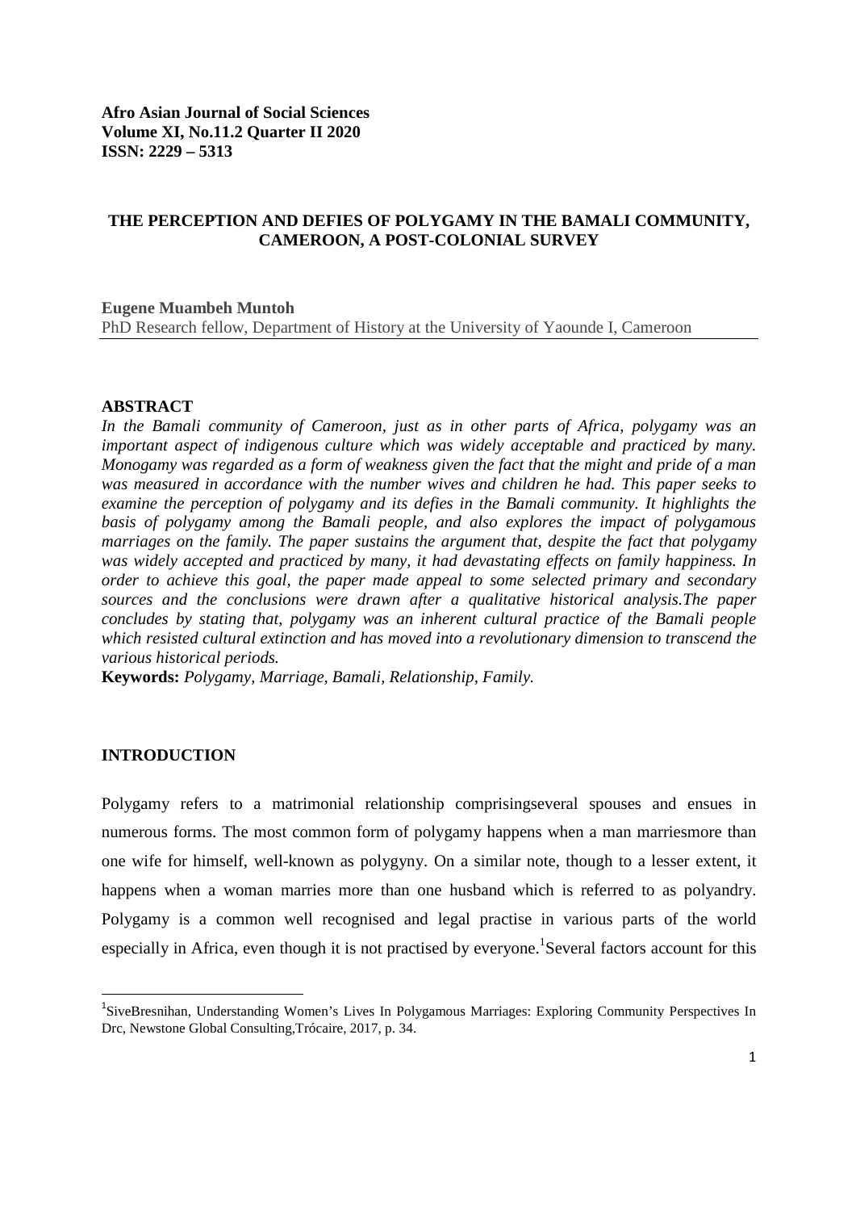**Afro Asian Journal of Social Sciences**
**Volume XI, No.11.2 Quarter II 2020**
**ISSN: 2229 – 5313**

# THE PERCEPTION AND DEFIES OF POLYGAMY IN THE BAMALI COMMUNITY, CAMEROON, A POST-COLONIAL SURVEY

**Eugene Muambeh Muntoh**
PhD Research fellow, Department of History at the University of Yaounde I, Cameroon

## ABSTRACT

*In the Bamali community of Cameroon, just as in other parts of Africa, polygamy was an important aspect of indigenous culture which was widely acceptable and practiced by many. Monogamy was regarded as a form of weakness given the fact that the might and pride of a man was measured in accordance with the number wives and children he had. This paper seeks to examine the perception of polygamy and its defies in the Bamali community. It highlights the basis of polygamy among the Bamali people, and also explores the impact of polygamous marriages on the family. The paper sustains the argument that, despite the fact that polygamy was widely accepted and practiced by many, it had devastating effects on family happiness. In order to achieve this goal, the paper made appeal to some selected primary and secondary sources and the conclusions were drawn after a qualitative historical analysis.The paper concludes by stating that, polygamy was an inherent cultural practice of the Bamali people which resisted cultural extinction and has moved into a revolutionary dimension to transcend the various historical periods.*

**Keywords:** *Polygamy, Marriage, Bamali, Relationship, Family.*

## INTRODUCTION

Polygamy refers to a matrimonial relationship comprisingseveral spouses and ensues in numerous forms. The most common form of polygamy happens when a man marriesmore than one wife for himself, well-known as polygyny. On a similar note, though to a lesser extent, it happens when a woman marries more than one husband which is referred to as polyandry. Polygamy is a common well recognised and legal practise in various parts of the world especially in Africa, even though it is not practised by everyone.[1]Several factors account for this

---

[1]SiveBresnihan, Understanding Women's Lives In Polygamous Marriages: Exploring Community Perspectives In Drc, Newstone Global Consulting,Trócaire, 2017, p. 34.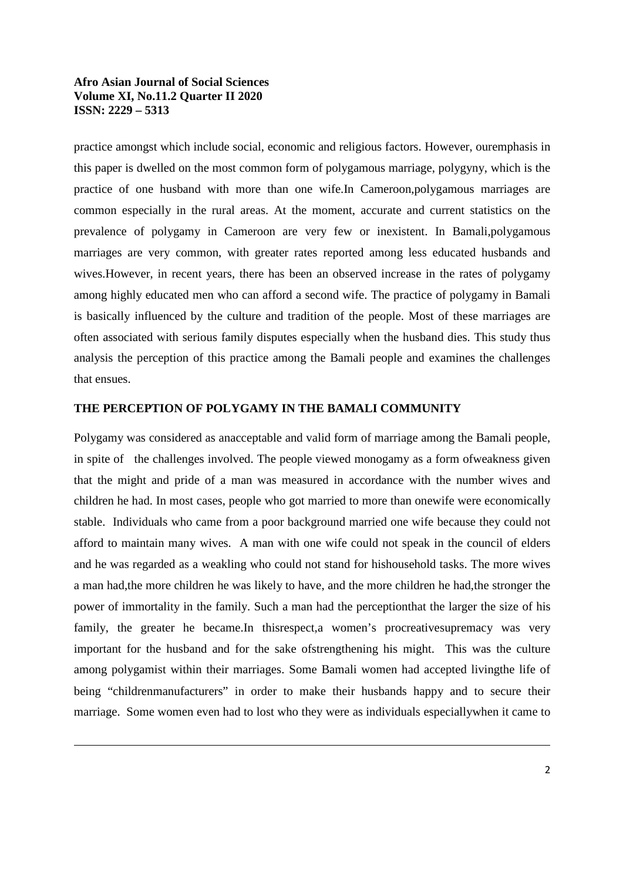practice amongst which include social, economic and religious factors. However, ouremphasis in this paper is dwelled on the most common form of polygamous marriage, polygyny, which is the practice of one husband with more than one wife.In Cameroon,polygamous marriages are common especially in the rural areas. At the moment, accurate and current statistics on the prevalence of polygamy in Cameroon are very few or inexistent. In Bamali,polygamous marriages are very common, with greater rates reported among less educated husbands and wives.However, in recent years, there has been an observed increase in the rates of polygamy among highly educated men who can afford a second wife. The practice of polygamy in Bamali is basically influenced by the culture and tradition of the people. Most of these marriages are often associated with serious family disputes especially when the husband dies. This study thus analysis the perception of this practice among the Bamali people and examines the challenges that ensues.

## THE PERCEPTION OF POLYGAMY IN THE BAMALI COMMUNITY

Polygamy was considered as anacceptable and valid form of marriage among the Bamali people, in spite of the challenges involved. The people viewed monogamy as a form ofweakness given that the might and pride of a man was measured in accordance with the number wives and children he had. In most cases, people who got married to more than onewife were economically stable. Individuals who came from a poor background married one wife because they could not afford to maintain many wives. A man with one wife could not speak in the council of elders and he was regarded as a weakling who could not stand for hishousehold tasks. The more wives a man had,the more children he was likely to have, and the more children he had,the stronger the power of immortality in the family. Such a man had the perceptionthat the larger the size of his family, the greater he became.In thisrespect,a women's procreativesupremacy was very important for the husband and for the sake ofstrengthening his might. This was the culture among polygamist within their marriages. Some Bamali women had accepted livingthe life of being "childrenmanufacturers" in order to make their husbands happy and to secure their marriage. Some women even had to lost who they were as individuals especiallywhen it came to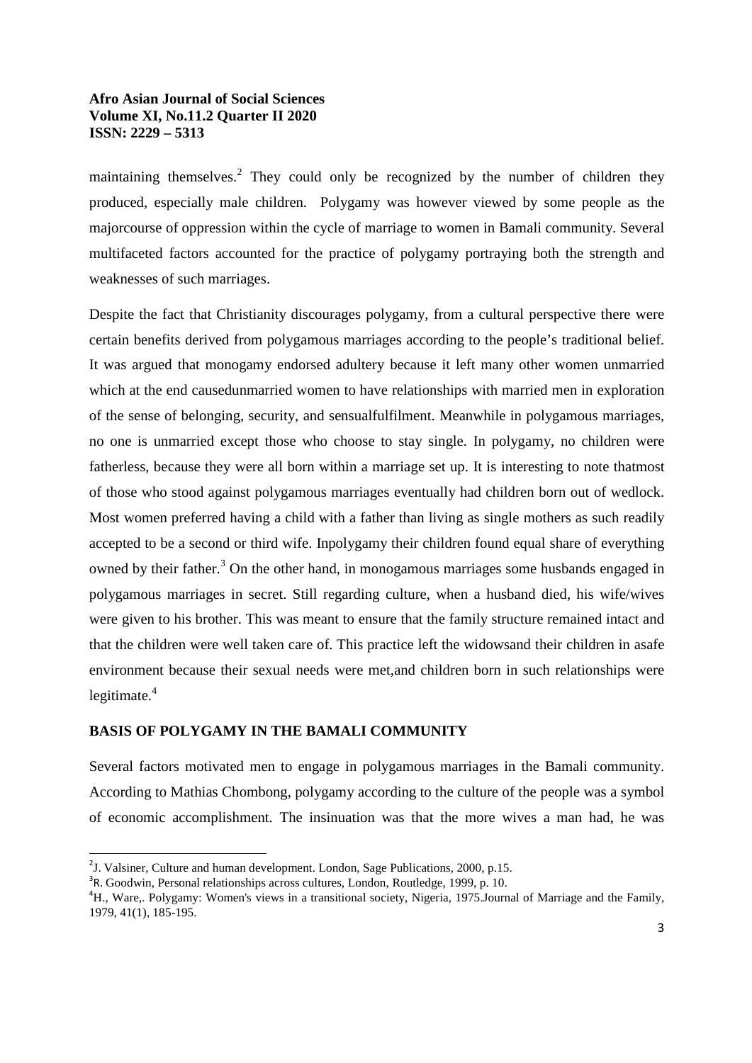maintaining themselves.[2] They could only be recognized by the number of children they produced, especially male children. Polygamy was however viewed by some people as the majorcourse of oppression within the cycle of marriage to women in Bamali community. Several multifaceted factors accounted for the practice of polygamy portraying both the strength and weaknesses of such marriages.

Despite the fact that Christianity discourages polygamy, from a cultural perspective there were certain benefits derived from polygamous marriages according to the people's traditional belief. It was argued that monogamy endorsed adultery because it left many other women unmarried which at the end causedunmarried women to have relationships with married men in exploration of the sense of belonging, security, and sensualfulfilment. Meanwhile in polygamous marriages, no one is unmarried except those who choose to stay single. In polygamy, no children were fatherless, because they were all born within a marriage set up. It is interesting to note thatmost of those who stood against polygamous marriages eventually had children born out of wedlock. Most women preferred having a child with a father than living as single mothers as such readily accepted to be a second or third wife. Inpolygamy their children found equal share of everything owned by their father.[3] On the other hand, in monogamous marriages some husbands engaged in polygamous marriages in secret. Still regarding culture, when a husband died, his wife/wives were given to his brother. This was meant to ensure that the family structure remained intact and that the children were well taken care of. This practice left the widowsand their children in asafe environment because their sexual needs were met,and children born in such relationships were legitimate.[4]

## BASIS OF POLYGAMY IN THE BAMALI COMMUNITY

Several factors motivated men to engage in polygamous marriages in the Bamali community. According to Mathias Chombong, polygamy according to the culture of the people was a symbol of economic accomplishment. The insinuation was that the more wives a man had, he was

---

[2] J. Valsiner, Culture and human development. London, Sage Publications, 2000, p.15.

[3] R. Goodwin, Personal relationships across cultures, London, Routledge, 1999, p. 10.

[4] H., Ware,. Polygamy: Women's views in a transitional society, Nigeria, 1975.Journal of Marriage and the Family, 1979, 41(1), 185-195.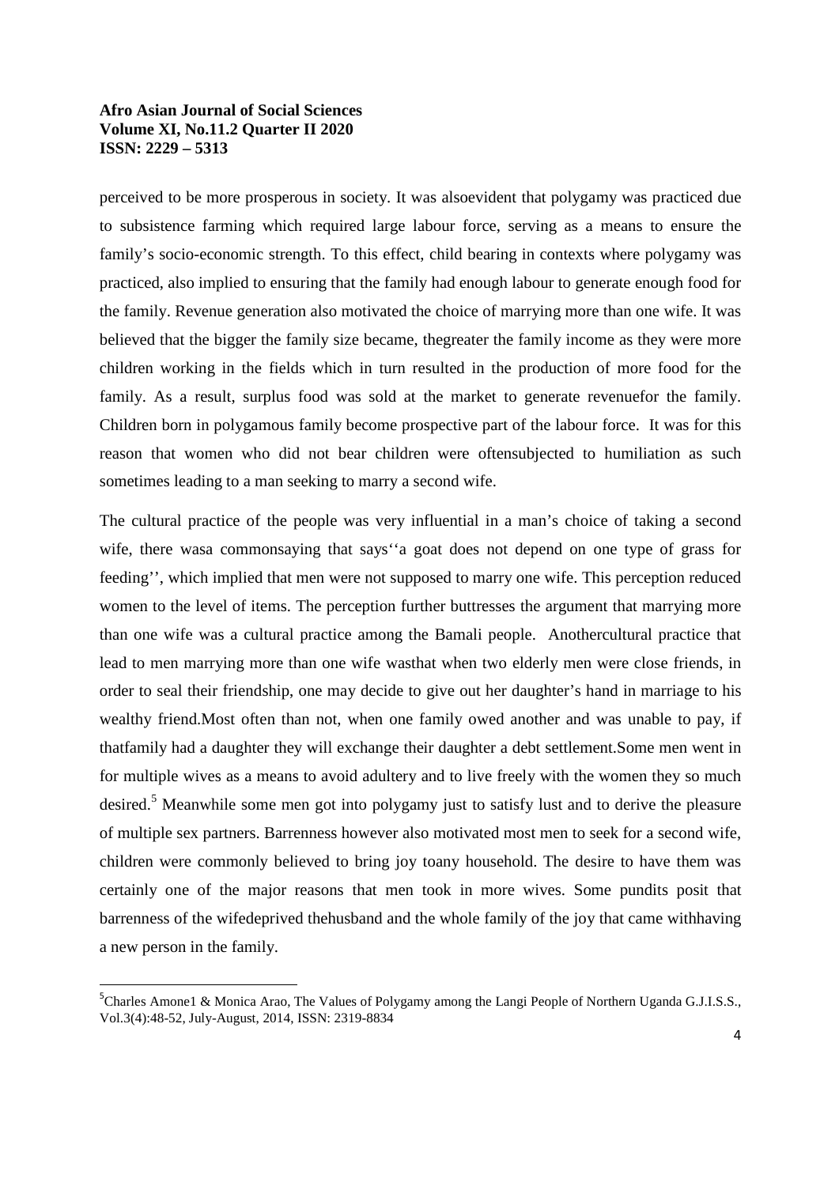perceived to be more prosperous in society. It was alsoevident that polygamy was practiced due to subsistence farming which required large labour force, serving as a means to ensure the family's socio-economic strength. To this effect, child bearing in contexts where polygamy was practiced, also implied to ensuring that the family had enough labour to generate enough food for the family. Revenue generation also motivated the choice of marrying more than one wife. It was believed that the bigger the family size became, thegreater the family income as they were more children working in the fields which in turn resulted in the production of more food for the family. As a result, surplus food was sold at the market to generate revenuefor the family. Children born in polygamous family become prospective part of the labour force. It was for this reason that women who did not bear children were oftensubjected to humiliation as such sometimes leading to a man seeking to marry a second wife.

The cultural practice of the people was very influential in a man's choice of taking a second wife, there wasa commonsaying that says''a goat does not depend on one type of grass for feeding'', which implied that men were not supposed to marry one wife. This perception reduced women to the level of items. The perception further buttresses the argument that marrying more than one wife was a cultural practice among the Bamali people. Anothercultural practice that lead to men marrying more than one wife wasthat when two elderly men were close friends, in order to seal their friendship, one may decide to give out her daughter's hand in marriage to his wealthy friend.Most often than not, when one family owed another and was unable to pay, if thatfamily had a daughter they will exchange their daughter a debt settlement.Some men went in for multiple wives as a means to avoid adultery and to live freely with the women they so much desired.[5] Meanwhile some men got into polygamy just to satisfy lust and to derive the pleasure of multiple sex partners. Barrenness however also motivated most men to seek for a second wife, children were commonly believed to bring joy toany household. The desire to have them was certainly one of the major reasons that men took in more wives. Some pundits posit that barrenness of the wifedeprived thehusband and the whole family of the joy that came withhaving a new person in the family.

---

[5]Charles Amone1 & Monica Arao, The Values of Polygamy among the Langi People of Northern Uganda G.J.I.S.S., Vol.3(4):48-52, July-August, 2014, ISSN: 2319-8834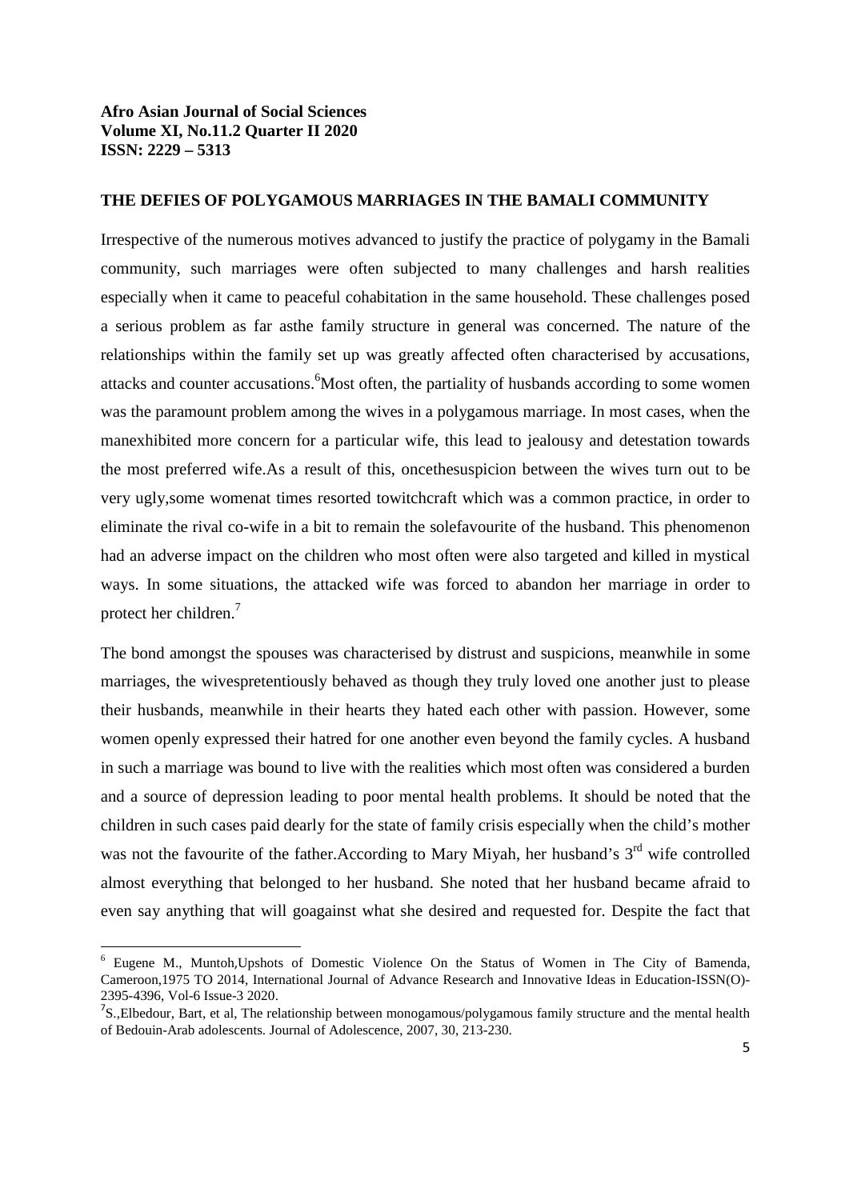### THE DEFIES OF POLYGAMOUS MARRIAGES IN THE BAMALI COMMUNITY

Irrespective of the numerous motives advanced to justify the practice of polygamy in the Bamali community, such marriages were often subjected to many challenges and harsh realities especially when it came to peaceful cohabitation in the same household. These challenges posed a serious problem as far asthe family structure in general was concerned. The nature of the relationships within the family set up was greatly affected often characterised by accusations, attacks and counter accusations.[6]Most often, the partiality of husbands according to some women was the paramount problem among the wives in a polygamous marriage. In most cases, when the manexhibited more concern for a particular wife, this lead to jealousy and detestation towards the most preferred wife.As a result of this, oncethesuspicion between the wives turn out to be very ugly,some womenat times resorted towitchcraft which was a common practice, in order to eliminate the rival co-wife in a bit to remain the solefavourite of the husband. This phenomenon had an adverse impact on the children who most often were also targeted and killed in mystical ways. In some situations, the attacked wife was forced to abandon her marriage in order to protect her children.[7]

The bond amongst the spouses was characterised by distrust and suspicions, meanwhile in some marriages, the wivespretentiously behaved as though they truly loved one another just to please their husbands, meanwhile in their hearts they hated each other with passion. However, some women openly expressed their hatred for one another even beyond the family cycles. A husband in such a marriage was bound to live with the realities which most often was considered a burden and a source of depression leading to poor mental health problems. It should be noted that the children in such cases paid dearly for the state of family crisis especially when the child's mother was not the favourite of the father.According to Mary Miyah, her husband's 3rd wife controlled almost everything that belonged to her husband. She noted that her husband became afraid to even say anything that will goagainst what she desired and requested for. Despite the fact that

---

[6] Eugene M., Muntoh,Upshots of Domestic Violence On the Status of Women in The City of Bamenda, Cameroon,1975 TO 2014, International Journal of Advance Research and Innovative Ideas in Education-ISSN(O)-2395-4396, Vol-6 Issue-3 2020.

[7] S.,Elbedour, Bart, et al, The relationship between monogamous/polygamous family structure and the mental health of Bedouin-Arab adolescents. Journal of Adolescence, 2007, 30, 213-230.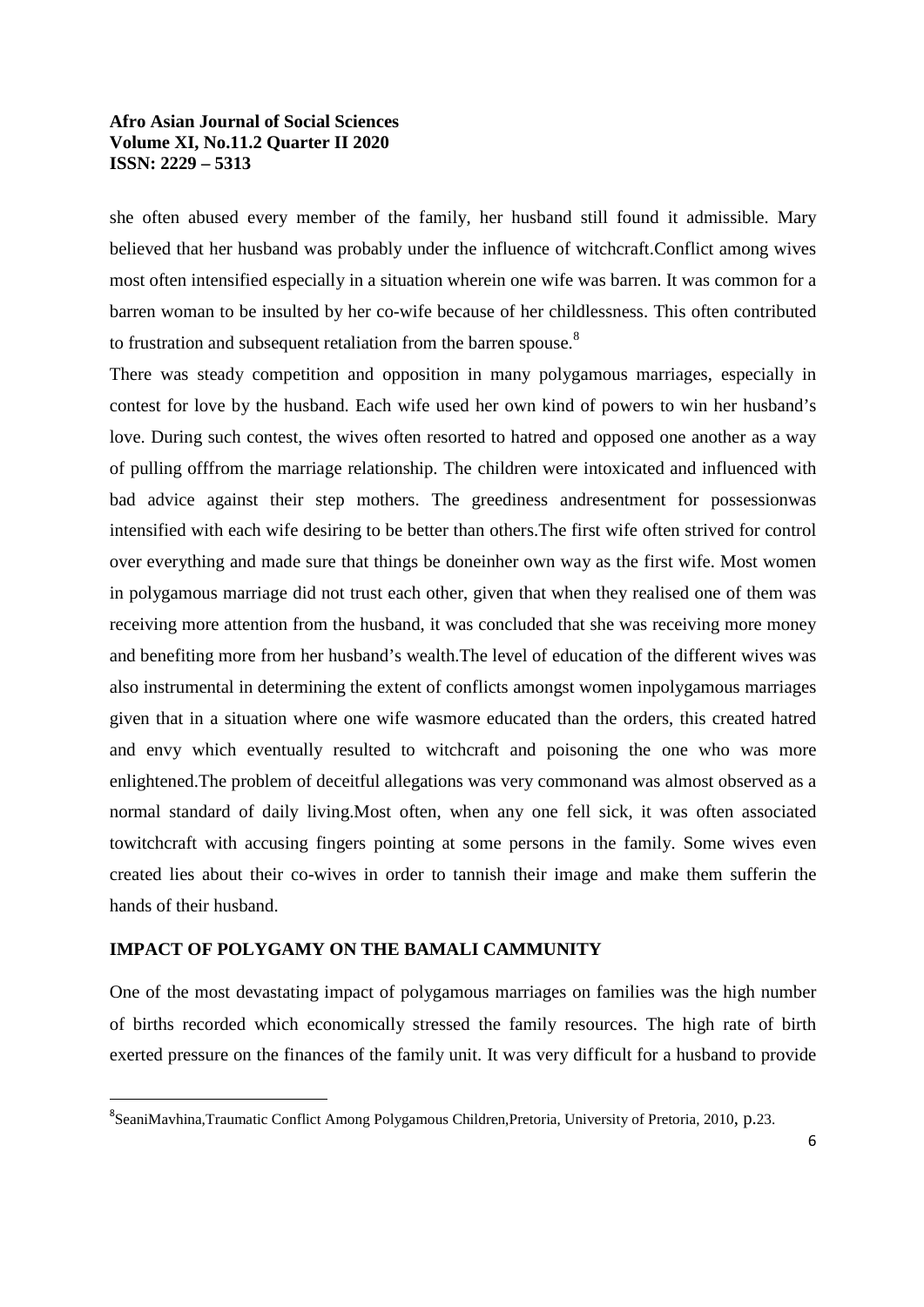she often abused every member of the family, her husband still found it admissible. Mary believed that her husband was probably under the influence of witchcraft.Conflict among wives most often intensified especially in a situation wherein one wife was barren. It was common for a barren woman to be insulted by her co-wife because of her childlessness. This often contributed to frustration and subsequent retaliation from the barren spouse.[8]

There was steady competition and opposition in many polygamous marriages, especially in contest for love by the husband. Each wife used her own kind of powers to win her husband's love. During such contest, the wives often resorted to hatred and opposed one another as a way of pulling offfrom the marriage relationship. The children were intoxicated and influenced with bad advice against their step mothers. The greediness andresentment for possessionwas intensified with each wife desiring to be better than others.The first wife often strived for control over everything and made sure that things be doneinher own way as the first wife. Most women in polygamous marriage did not trust each other, given that when they realised one of them was receiving more attention from the husband, it was concluded that she was receiving more money and benefiting more from her husband's wealth.The level of education of the different wives was also instrumental in determining the extent of conflicts amongst women inpolygamous marriages given that in a situation where one wife wasmore educated than the orders, this created hatred and envy which eventually resulted to witchcraft and poisoning the one who was more enlightened.The problem of deceitful allegations was very commonand was almost observed as a normal standard of daily living.Most often, when any one fell sick, it was often associated towitchcraft with accusing fingers pointing at some persons in the family. Some wives even created lies about their co-wives in order to tannish their image and make them sufferin the hands of their husband.

## IMPACT OF POLYGAMY ON THE BAMALI CAMMUNITY

One of the most devastating impact of polygamous marriages on families was the high number of births recorded which economically stressed the family resources. The high rate of birth exerted pressure on the finances of the family unit. It was very difficult for a husband to provide

---

[8] SeaniMavhina,Traumatic Conflict Among Polygamous Children,Pretoria, University of Pretoria, 2010, p.23.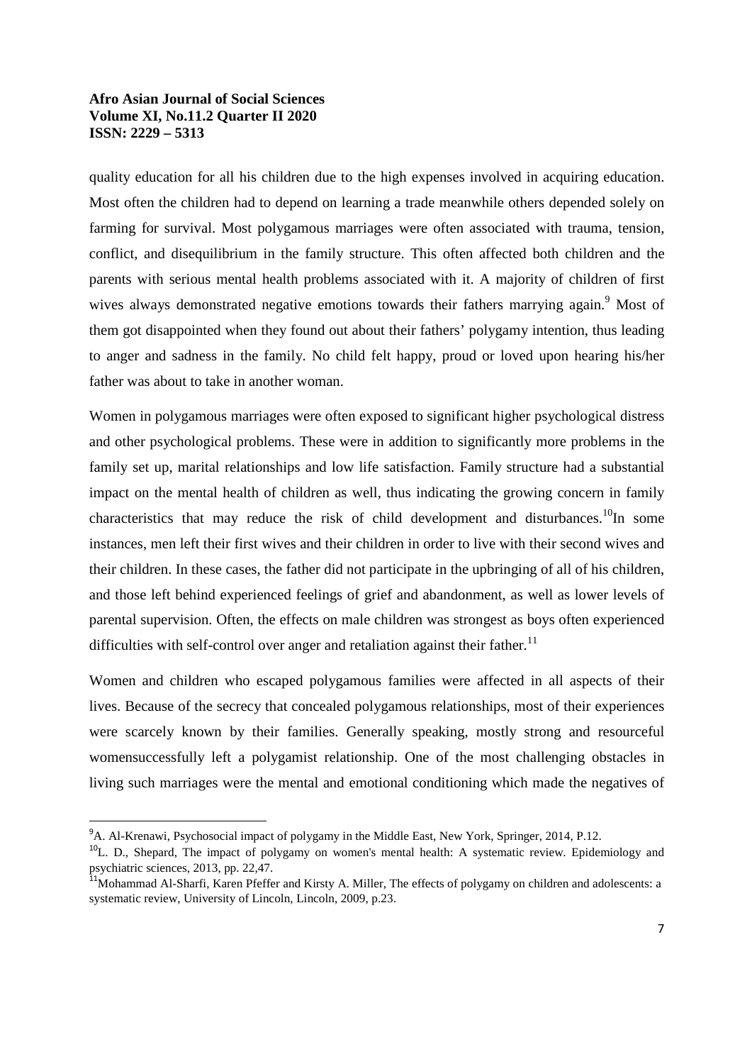quality education for all his children due to the high expenses involved in acquiring education. Most often the children had to depend on learning a trade meanwhile others depended solely on farming for survival. Most polygamous marriages were often associated with trauma, tension, conflict, and disequilibrium in the family structure. This often affected both children and the parents with serious mental health problems associated with it. A majority of children of first wives always demonstrated negative emotions towards their fathers marrying again.[9] Most of them got disappointed when they found out about their fathers' polygamy intention, thus leading to anger and sadness in the family. No child felt happy, proud or loved upon hearing his/her father was about to take in another woman.

Women in polygamous marriages were often exposed to significant higher psychological distress and other psychological problems. These were in addition to significantly more problems in the family set up, marital relationships and low life satisfaction. Family structure had a substantial impact on the mental health of children as well, thus indicating the growing concern in family characteristics that may reduce the risk of child development and disturbances.[10]In some instances, men left their first wives and their children in order to live with their second wives and their children. In these cases, the father did not participate in the upbringing of all of his children, and those left behind experienced feelings of grief and abandonment, as well as lower levels of parental supervision. Often, the effects on male children was strongest as boys often experienced difficulties with self-control over anger and retaliation against their father.[11]

Women and children who escaped polygamous families were affected in all aspects of their lives. Because of the secrecy that concealed polygamous relationships, most of their experiences were scarcely known by their families. Generally speaking, mostly strong and resourceful womensuccessfully left a polygamist relationship. One of the most challenging obstacles in living such marriages were the mental and emotional conditioning which made the negatives of

---

[9]A. Al-Krenawi, Psychosocial impact of polygamy in the Middle East, New York, Springer, 2014, P.12.

[10]L. D., Shepard, The impact of polygamy on women's mental health: A systematic review. Epidemiology and psychiatric sciences, 2013, pp. 22,47.

[11]Mohammad Al-Sharfi, Karen Pfeffer and Kirsty A. Miller, The effects of polygamy on children and adolescents: a systematic review, University of Lincoln, Lincoln, 2009, p.23.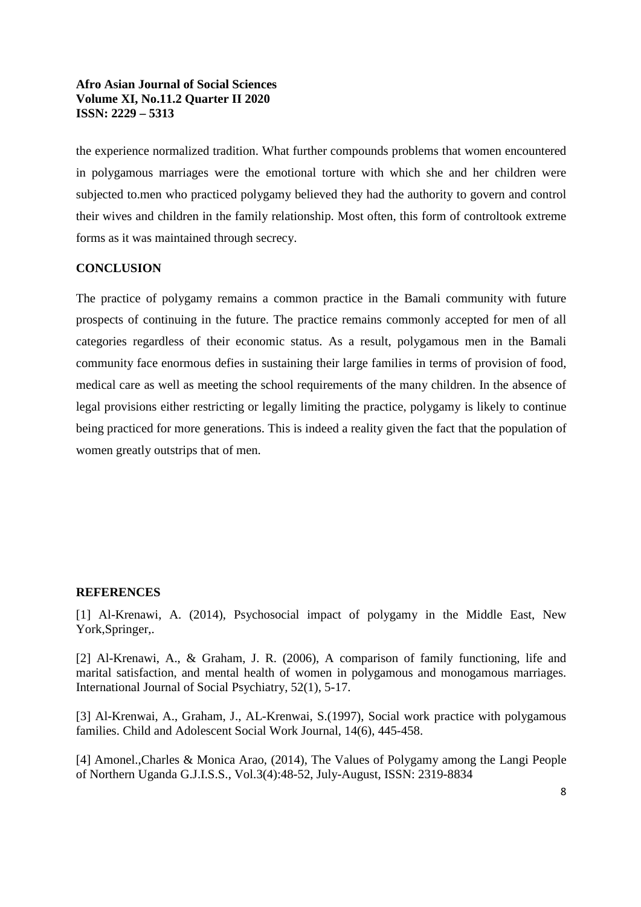the experience normalized tradition. What further compounds problems that women encountered in polygamous marriages were the emotional torture with which she and her children were subjected to.men who practiced polygamy believed they had the authority to govern and control their wives and children in the family relationship. Most often, this form of controltook extreme forms as it was maintained through secrecy.

## CONCLUSION

The practice of polygamy remains a common practice in the Bamali community with future prospects of continuing in the future. The practice remains commonly accepted for men of all categories regardless of their economic status. As a result, polygamous men in the Bamali community face enormous defies in sustaining their large families in terms of provision of food, medical care as well as meeting the school requirements of the many children. In the absence of legal provisions either restricting or legally limiting the practice, polygamy is likely to continue being practiced for more generations. This is indeed a reality given the fact that the population of women greatly outstrips that of men.

## REFERENCES

[1] Al-Krenawi, A. (2014), Psychosocial impact of polygamy in the Middle East, New York,Springer,.

[2] Al-Krenawi, A., & Graham, J. R. (2006), A comparison of family functioning, life and marital satisfaction, and mental health of women in polygamous and monogamous marriages. International Journal of Social Psychiatry, 52(1), 5-17.

[3] Al-Krenwai, A., Graham, J., AL-Krenwai, S.(1997), Social work practice with polygamous families. Child and Adolescent Social Work Journal, 14(6), 445-458.

[4] Amonel.,Charles & Monica Arao, (2014), The Values of Polygamy among the Langi People of Northern Uganda G.J.I.S.S., Vol.3(4):48-52, July-August, ISSN: 2319-8834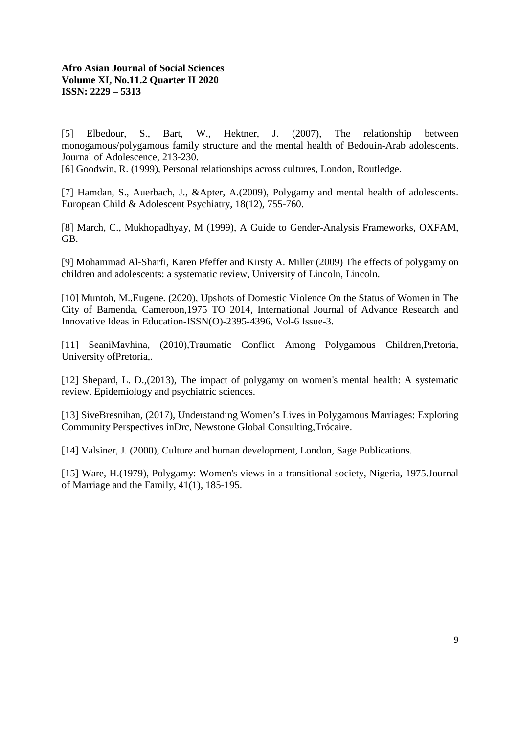[5] Elbedour, S., Bart, W., Hektner, J. (2007), The relationship between monogamous/polygamous family structure and the mental health of Bedouin-Arab adolescents. Journal of Adolescence, 213-230.

[6] Goodwin, R. (1999), Personal relationships across cultures, London, Routledge.

[7] Hamdan, S., Auerbach, J., &Apter, A.(2009), Polygamy and mental health of adolescents. European Child & Adolescent Psychiatry, 18(12), 755-760.

[8] March, C., Mukhopadhyay, M (1999), A Guide to Gender-Analysis Frameworks, OXFAM, GB.

[9] Mohammad Al-Sharfi, Karen Pfeffer and Kirsty A. Miller (2009) The effects of polygamy on children and adolescents: a systematic review, University of Lincoln, Lincoln.

[10] Muntoh, M.,Eugene. (2020), Upshots of Domestic Violence On the Status of Women in The City of Bamenda, Cameroon,1975 TO 2014, International Journal of Advance Research and Innovative Ideas in Education-ISSN(O)-2395-4396, Vol-6 Issue-3.

[11] SeaniMavhina, (2010),Traumatic Conflict Among Polygamous Children,Pretoria, University ofPretoria,.

[12] Shepard, L. D.,(2013), The impact of polygamy on women's mental health: A systematic review. Epidemiology and psychiatric sciences.

[13] SiveBresnihan, (2017), Understanding Women's Lives in Polygamous Marriages: Exploring Community Perspectives inDrc, Newstone Global Consulting,Trócaire.

[14] Valsiner, J. (2000), Culture and human development, London, Sage Publications.

[15] Ware, H.(1979), Polygamy: Women's views in a transitional society, Nigeria, 1975.Journal of Marriage and the Family, 41(1), 185-195.